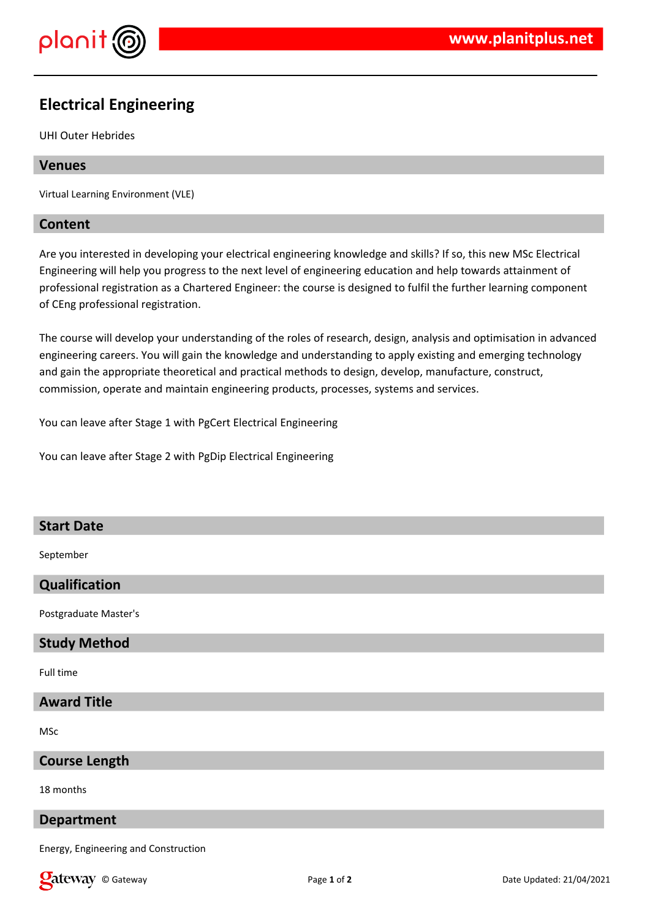# Electrical Engineering

UHI Outer Hebrides

## Venues

Virtual Learning Environment (VLE)

## Content

Are you interested in developing your electrical engineering knowledge and skills? If so, this new MSc Electrical Engineering will help you progress to the next level of engineering education and help towards attainment of professional registration as a Chartered Engineer: the course is designed to fulfil the further learning component of CEng professional registration.

The course will develop your understanding of the roles of research, design, analysis and optimisation in advanced engineering careers. You will gain the knowledge and understanding to apply existing and emerging technology and gain the appropriate theoretical and practical methods to design, develop, manufacture, construct, commission, operate and maintain engineering products, processes, systems and services.

You can leave after Stage 1 with PgCert Electrical Engineering

You can leave after Stage 2 with PgDip Electrical Engineering

## Start Date

September

## Qualification

Postgraduate Master's

## Study Method

Full time

## Award Title

MSc

## Course Length

18 months

## Department

Energy, Engineering and Construction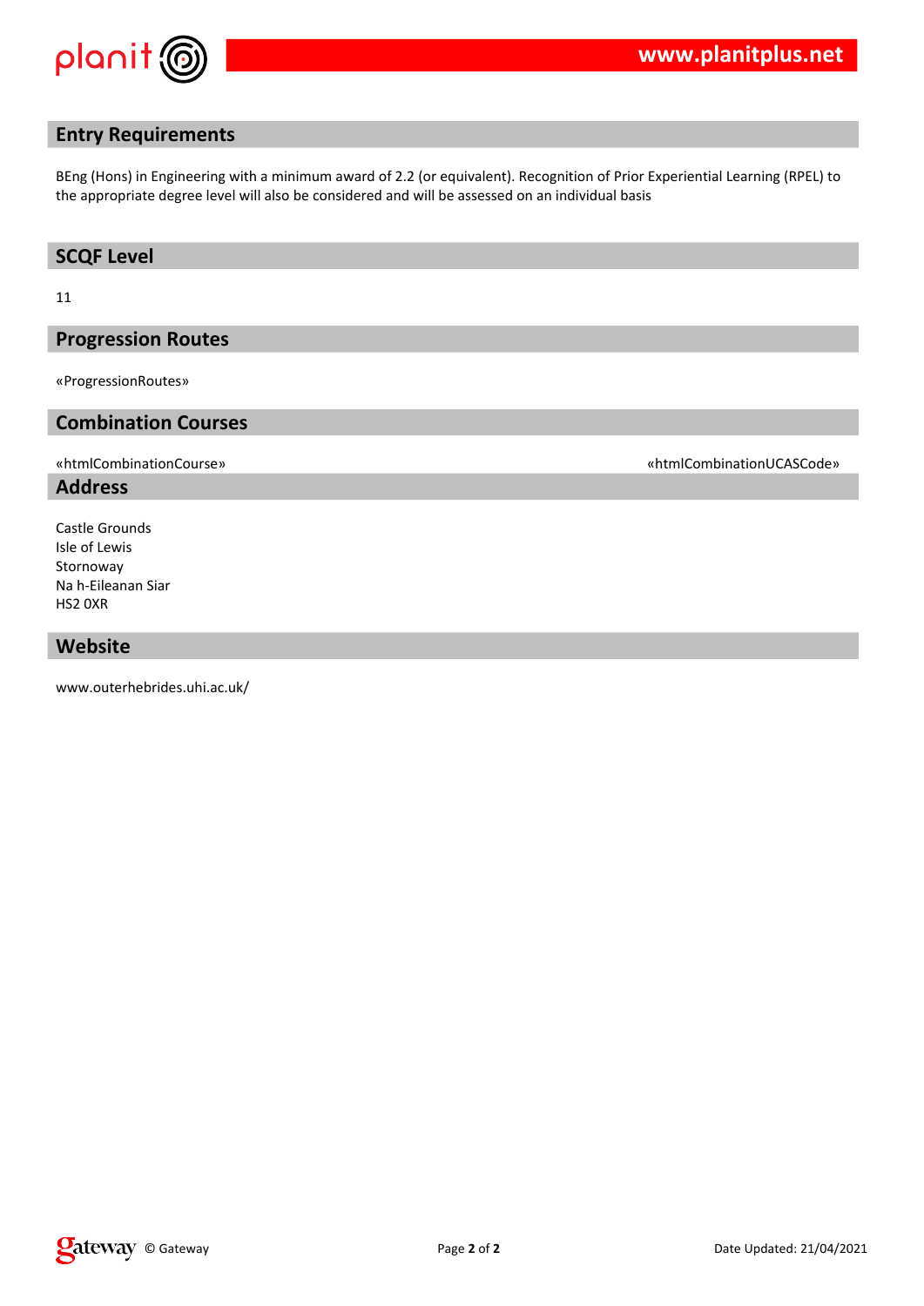## Entry Requirements

BEng (Hons) in Engineering with a minimum award of 2.2 (or equivalent). Recognition of Prior Experiential Learning (RPEL) to the appropriate degree level will also be considered and will be assessed on an individual basis

## SCQF Level

11

## Progression Routes

«ProgressionRoutes»

## Combination Courses

«htmlCombinationCourse» «htmlCombinationUCASCode»

## Address

Castle Grounds
Isle of Lewis
Stornoway
Na h-Eileanan Siar
HS2 0XR

## Website

www.outerhebrides.uhi.ac.uk/